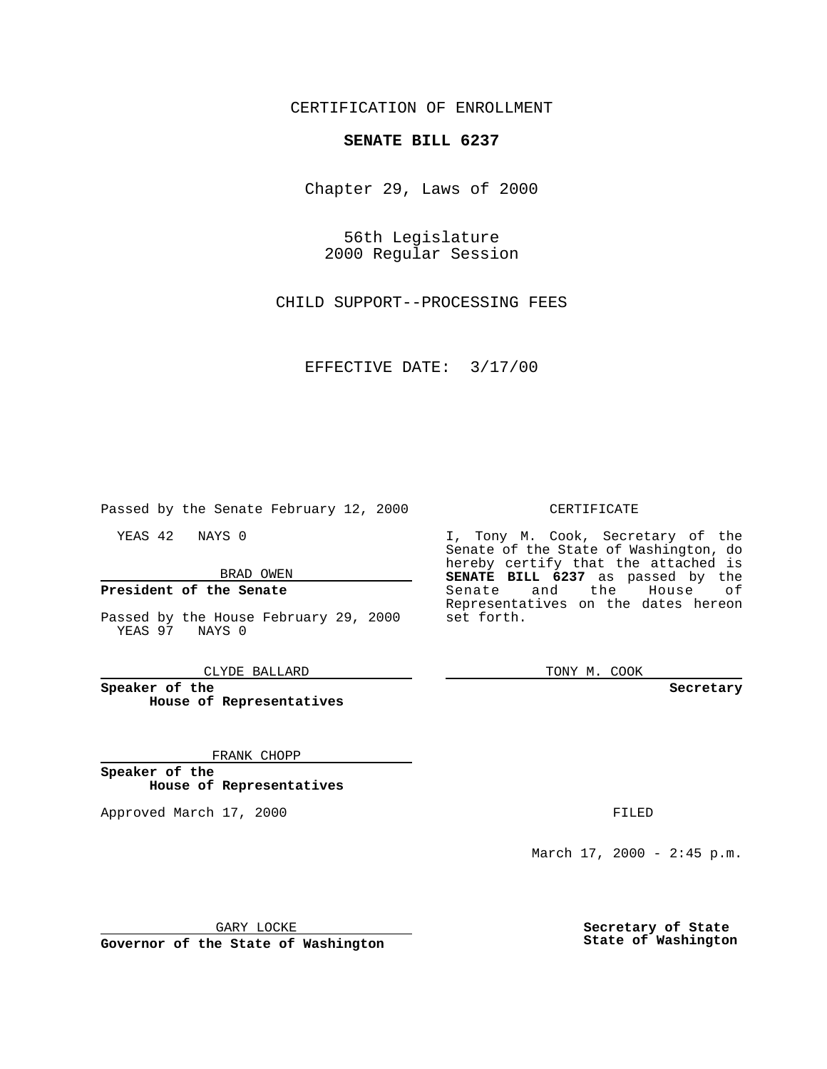CERTIFICATION OF ENROLLMENT

**SENATE BILL 6237**

Chapter 29, Laws of 2000

56th Legislature
2000 Regular Session

CHILD SUPPORT--PROCESSING FEES

EFFECTIVE DATE: 3/17/00

Passed by the Senate February 12, 2000

YEAS 42 NAYS 0

BRAD OWEN

**President of the Senate**

Passed by the House February 29, 2000
YEAS 97 NAYS 0

CLYDE BALLARD

**Speaker of the House of Representatives**

FRANK CHOPP

**Speaker of the House of Representatives**

Approved March 17, 2000

GARY LOCKE

**Governor of the State of Washington**

CERTIFICATE

I, Tony M. Cook, Secretary of the Senate of the State of Washington, do hereby certify that the attached is **SENATE BILL 6237** as passed by the Senate and the House of Representatives on the dates hereon set forth.

TONY M. COOK

**Secretary**

FILED

March 17, 2000 - 2:45 p.m.

**Secretary of State**
**State of Washington**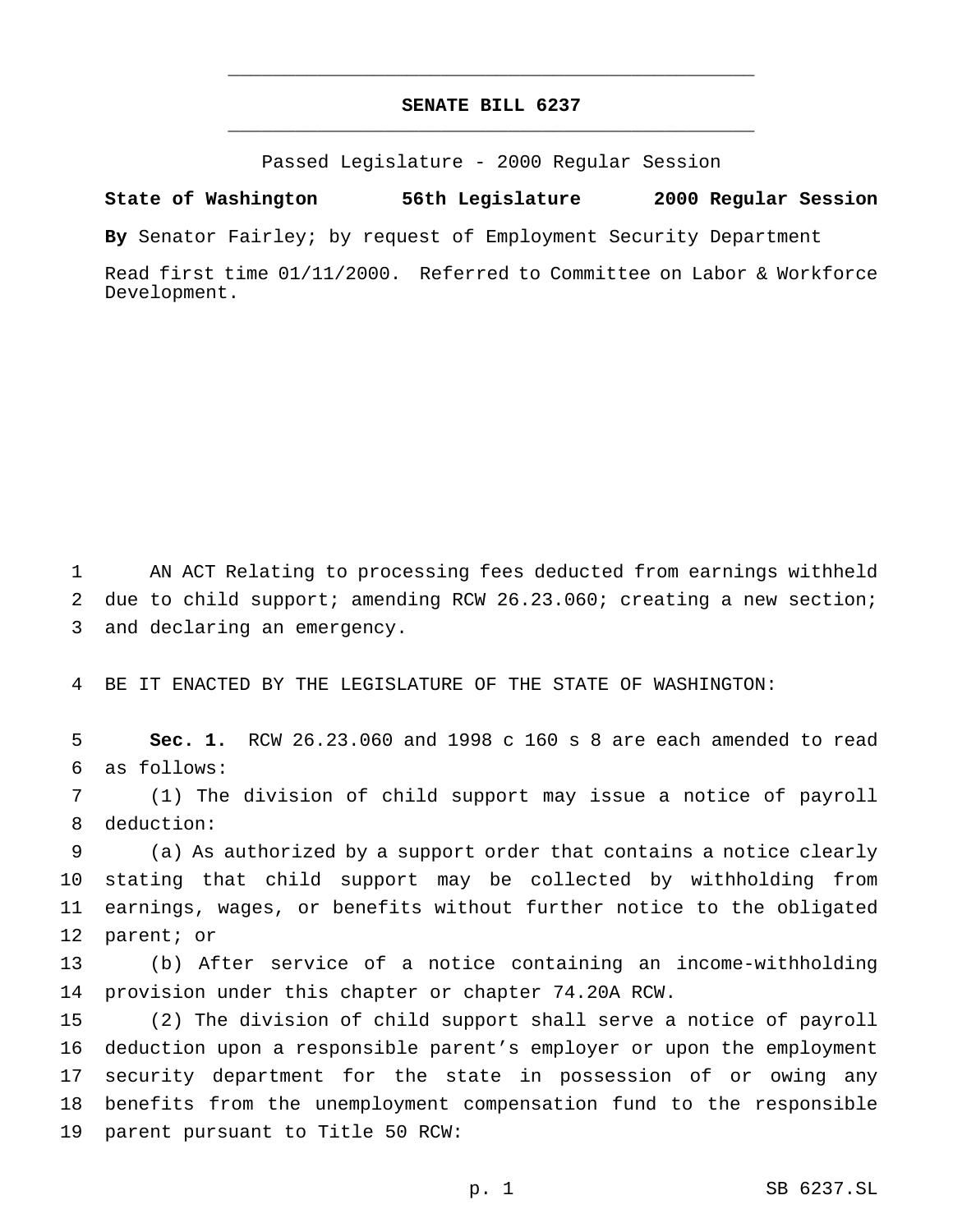# SENATE BILL 6237

Passed Legislature - 2000 Regular Session

**State of Washington 56th Legislature 2000 Regular Session**

**By** Senator Fairley; by request of Employment Security Department

Read first time 01/11/2000. Referred to Committee on Labor & Workforce Development.

AN ACT Relating to processing fees deducted from earnings withheld due to child support; amending RCW 26.23.060; creating a new section; and declaring an emergency.

BE IT ENACTED BY THE LEGISLATURE OF THE STATE OF WASHINGTON:

**Sec. 1.** RCW 26.23.060 and 1998 c 160 s 8 are each amended to read as follows:

(1) The division of child support may issue a notice of payroll deduction:

(a) As authorized by a support order that contains a notice clearly stating that child support may be collected by withholding from earnings, wages, or benefits without further notice to the obligated parent; or

(b) After service of a notice containing an income-withholding provision under this chapter or chapter 74.20A RCW.

(2) The division of child support shall serve a notice of payroll deduction upon a responsible parent's employer or upon the employment security department for the state in possession of or owing any benefits from the unemployment compensation fund to the responsible parent pursuant to Title 50 RCW: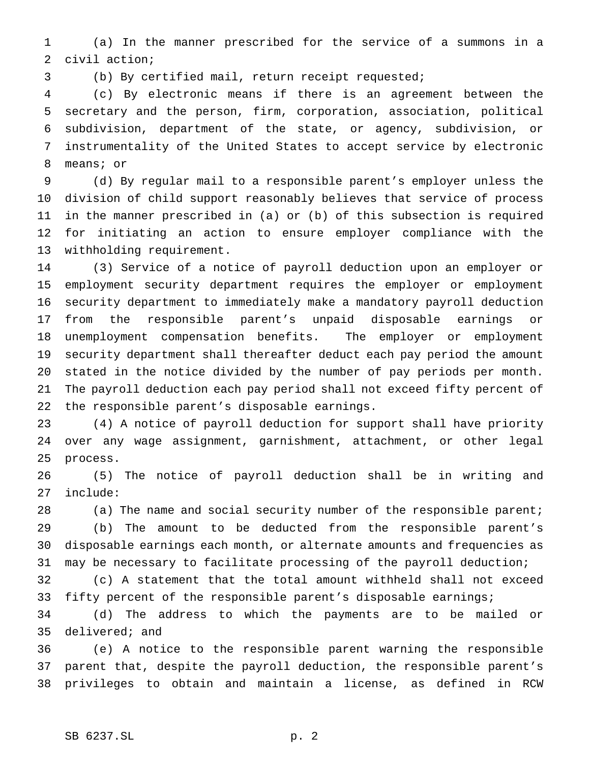(a) In the manner prescribed for the service of a summons in a civil action;

(b) By certified mail, return receipt requested;

(c) By electronic means if there is an agreement between the secretary and the person, firm, corporation, association, political subdivision, department of the state, or agency, subdivision, or instrumentality of the United States to accept service by electronic means; or

(d) By regular mail to a responsible parent's employer unless the division of child support reasonably believes that service of process in the manner prescribed in (a) or (b) of this subsection is required for initiating an action to ensure employer compliance with the withholding requirement.

(3) Service of a notice of payroll deduction upon an employer or employment security department requires the employer or employment security department to immediately make a mandatory payroll deduction from the responsible parent's unpaid disposable earnings or unemployment compensation benefits. The employer or employment security department shall thereafter deduct each pay period the amount stated in the notice divided by the number of pay periods per month. The payroll deduction each pay period shall not exceed fifty percent of the responsible parent's disposable earnings.

(4) A notice of payroll deduction for support shall have priority over any wage assignment, garnishment, attachment, or other legal process.

(5) The notice of payroll deduction shall be in writing and include:

(a) The name and social security number of the responsible parent;

(b) The amount to be deducted from the responsible parent's disposable earnings each month, or alternate amounts and frequencies as may be necessary to facilitate processing of the payroll deduction;

(c) A statement that the total amount withheld shall not exceed fifty percent of the responsible parent's disposable earnings;

(d) The address to which the payments are to be mailed or delivered; and

(e) A notice to the responsible parent warning the responsible parent that, despite the payroll deduction, the responsible parent's privileges to obtain and maintain a license, as defined in RCW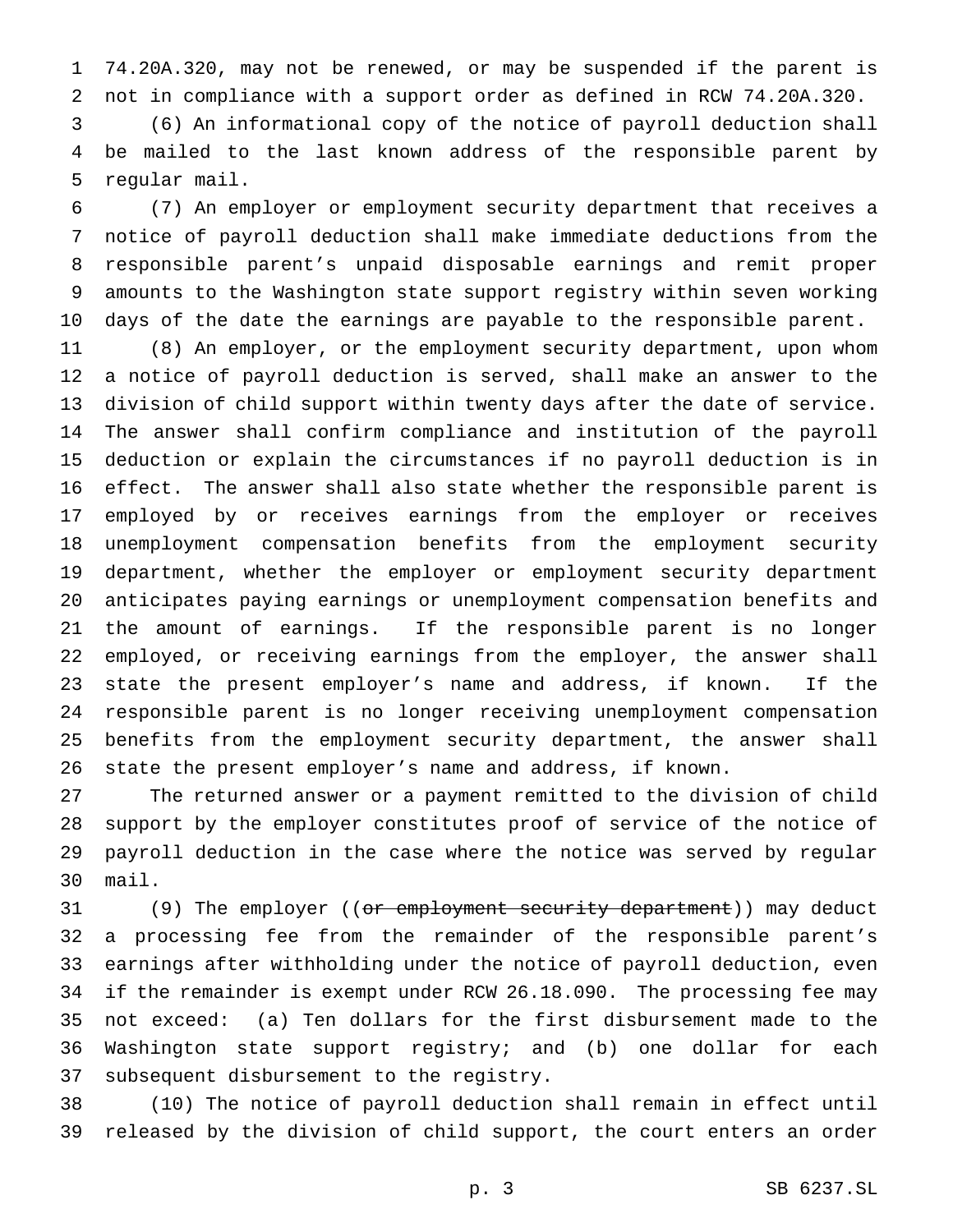74.20A.320, may not be renewed, or may be suspended if the parent is not in compliance with a support order as defined in RCW 74.20A.320.

(6) An informational copy of the notice of payroll deduction shall be mailed to the last known address of the responsible parent by regular mail.

(7) An employer or employment security department that receives a notice of payroll deduction shall make immediate deductions from the responsible parent's unpaid disposable earnings and remit proper amounts to the Washington state support registry within seven working days of the date the earnings are payable to the responsible parent.

(8) An employer, or the employment security department, upon whom a notice of payroll deduction is served, shall make an answer to the division of child support within twenty days after the date of service. The answer shall confirm compliance and institution of the payroll deduction or explain the circumstances if no payroll deduction is in effect. The answer shall also state whether the responsible parent is employed by or receives earnings from the employer or receives unemployment compensation benefits from the employment security department, whether the employer or employment security department anticipates paying earnings or unemployment compensation benefits and the amount of earnings. If the responsible parent is no longer employed, or receiving earnings from the employer, the answer shall state the present employer's name and address, if known. If the responsible parent is no longer receiving unemployment compensation benefits from the employment security department, the answer shall state the present employer's name and address, if known.

The returned answer or a payment remitted to the division of child support by the employer constitutes proof of service of the notice of payroll deduction in the case where the notice was served by regular mail.

(9) The employer ((~~or employment security department~~)) may deduct a processing fee from the remainder of the responsible parent's earnings after withholding under the notice of payroll deduction, even if the remainder is exempt under RCW 26.18.090. The processing fee may not exceed: (a) Ten dollars for the first disbursement made to the Washington state support registry; and (b) one dollar for each subsequent disbursement to the registry.

(10) The notice of payroll deduction shall remain in effect until released by the division of child support, the court enters an order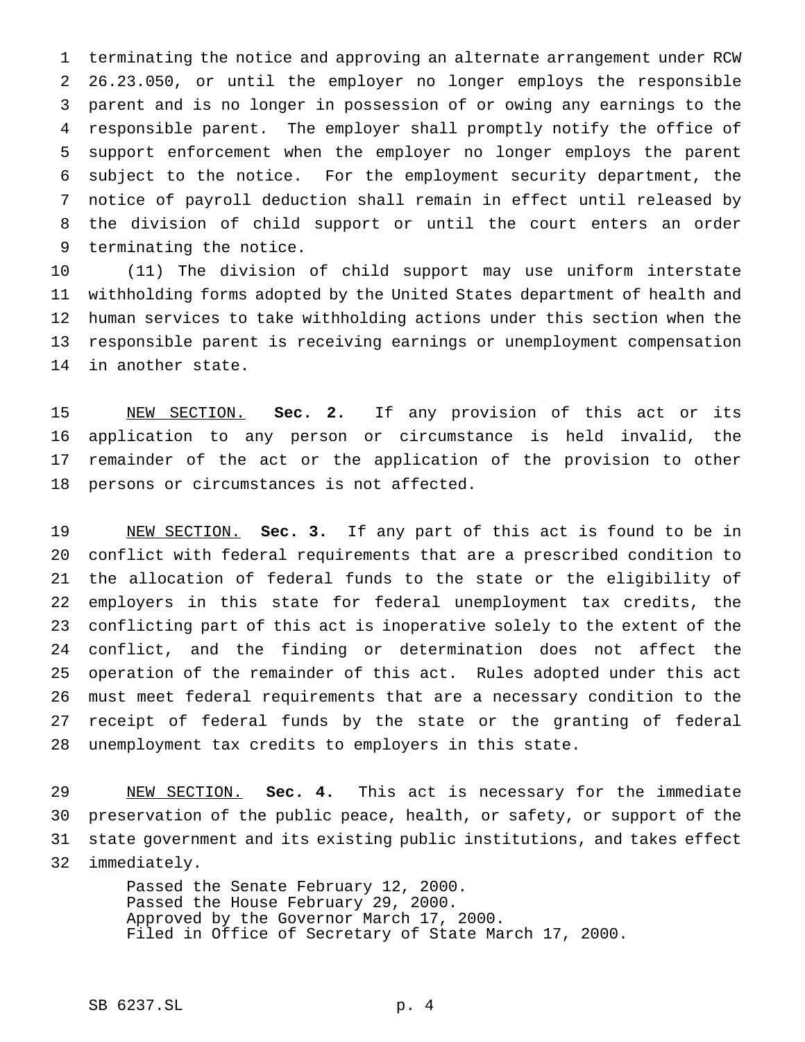terminating the notice and approving an alternate arrangement under RCW 26.23.050, or until the employer no longer employs the responsible parent and is no longer in possession of or owing any earnings to the responsible parent. The employer shall promptly notify the office of support enforcement when the employer no longer employs the parent subject to the notice. For the employment security department, the notice of payroll deduction shall remain in effect until released by the division of child support or until the court enters an order terminating the notice.

(11) The division of child support may use uniform interstate withholding forms adopted by the United States department of health and human services to take withholding actions under this section when the responsible parent is receiving earnings or unemployment compensation in another state.

NEW SECTION. **Sec. 2.** If any provision of this act or its application to any person or circumstance is held invalid, the remainder of the act or the application of the provision to other persons or circumstances is not affected.

NEW SECTION. **Sec. 3.** If any part of this act is found to be in conflict with federal requirements that are a prescribed condition to the allocation of federal funds to the state or the eligibility of employers in this state for federal unemployment tax credits, the conflicting part of this act is inoperative solely to the extent of the conflict, and the finding or determination does not affect the operation of the remainder of this act. Rules adopted under this act must meet federal requirements that are a necessary condition to the receipt of federal funds by the state or the granting of federal unemployment tax credits to employers in this state.

NEW SECTION. **Sec. 4.** This act is necessary for the immediate preservation of the public peace, health, or safety, or support of the state government and its existing public institutions, and takes effect immediately.

Passed the Senate February 12, 2000.
Passed the House February 29, 2000.
Approved by the Governor March 17, 2000.
Filed in Office of Secretary of State March 17, 2000.